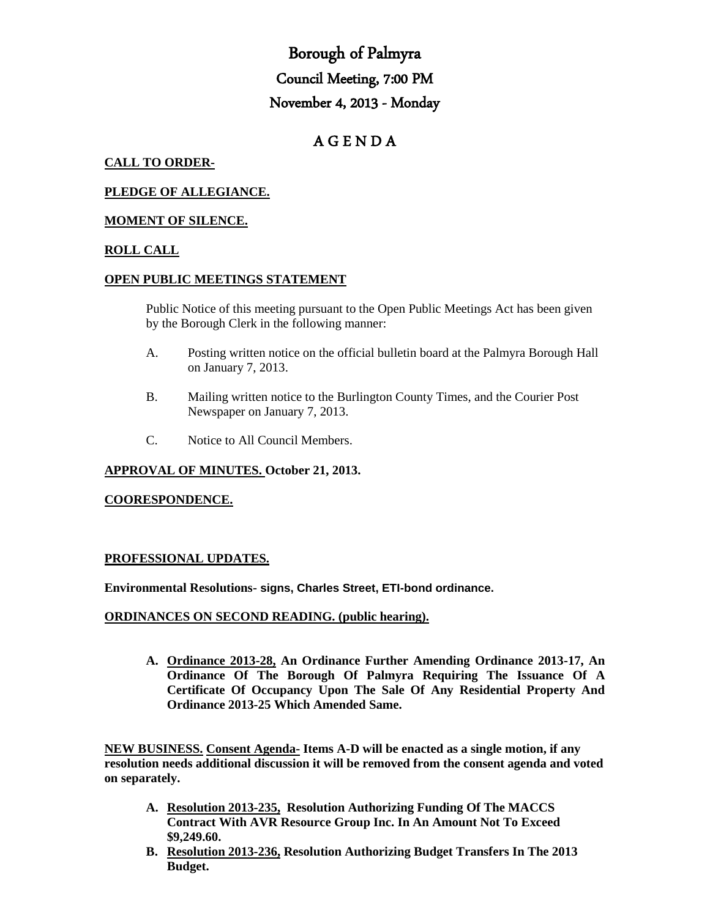# Borough of Palmyra

## Council Meeting, 7:00 PM

## November 4, 2013 - Monday

## A G E N D A

**CALL TO ORDER-**

**PLEDGE OF ALLEGIANCE.**

**MOMENT OF SILENCE.**

**ROLL CALL**

**OPEN PUBLIC MEETINGS STATEMENT**

Public Notice of this meeting pursuant to the Open Public Meetings Act has been given by the Borough Clerk in the following manner:

A. Posting written notice on the official bulletin board at the Palmyra Borough Hall on January 7, 2013.

B. Mailing written notice to the Burlington County Times, and the Courier Post Newspaper on January 7, 2013.

C. Notice to All Council Members.

**APPROVAL OF MINUTES. October 21, 2013.**

**COORESPONDENCE.**

**PROFESSIONAL UPDATES.**

**Environmental Resolutions- signs, Charles Street, ETI-bond ordinance.**

**ORDINANCES ON SECOND READING. (public hearing).**

**A. Ordinance 2013-28, An Ordinance Further Amending Ordinance 2013-17, An Ordinance Of The Borough Of Palmyra Requiring The Issuance Of A Certificate Of Occupancy Upon The Sale Of Any Residential Property And Ordinance 2013-25 Which Amended Same.**

**NEW BUSINESS. Consent Agenda- Items A-D will be enacted as a single motion, if any resolution needs additional discussion it will be removed from the consent agenda and voted on separately.**

**A. Resolution 2013-235, Resolution Authorizing Funding Of The MACCS Contract With AVR Resource Group Inc. In An Amount Not To Exceed $9,249.60.**

**B. Resolution 2013-236, Resolution Authorizing Budget Transfers In The 2013 Budget.**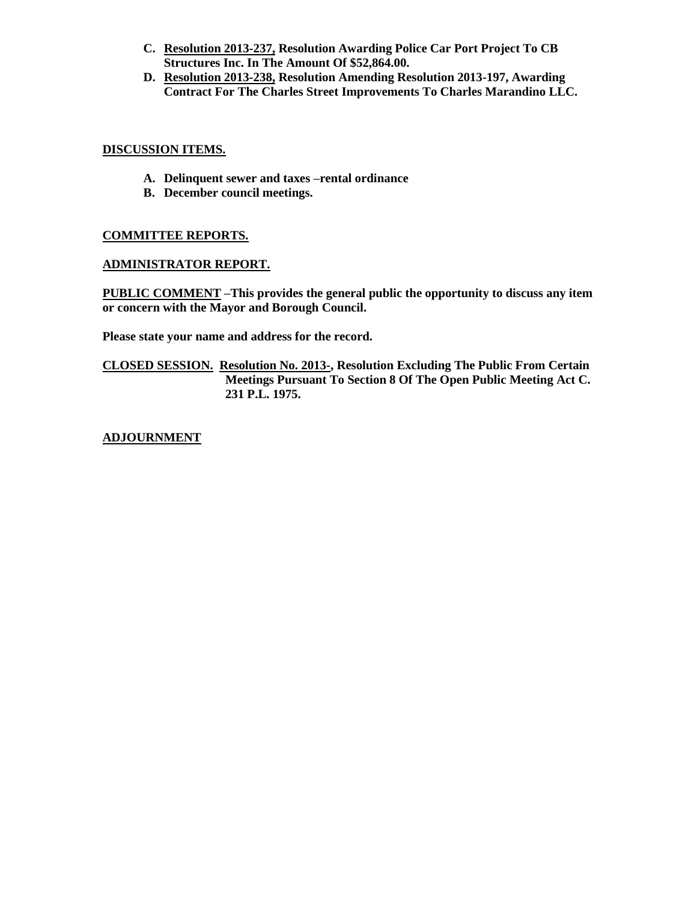C. **<u>Resolution 2013-237,</u> Resolution Awarding Police Car Port Project To CB Structures Inc. In The Amount Of $52,864.00.**
D. **<u>Resolution 2013-238,</u> Resolution Amending Resolution 2013-197, Awarding Contract For The Charles Street Improvements To Charles Marandino LLC.**

**<u>DISCUSSION ITEMS.</u>**

A. **Delinquent sewer and taxes –rental ordinance**
B. **December council meetings.**

**<u>COMMITTEE REPORTS.</u>**

**<u>ADMINISTRATOR REPORT.</u>**

**<u>PUBLIC COMMENT</u> –This provides the general public the opportunity to discuss any item or concern with the Mayor and Borough Council.**

**Please state your name and address for the record.**

**<u>CLOSED SESSION.</u> <u>Resolution No. 2013-,</u> Resolution Excluding The Public From Certain Meetings Pursuant To Section 8 Of The Open Public Meeting Act C. 231 P.L. 1975.**

**<u>ADJOURNMENT</u>**